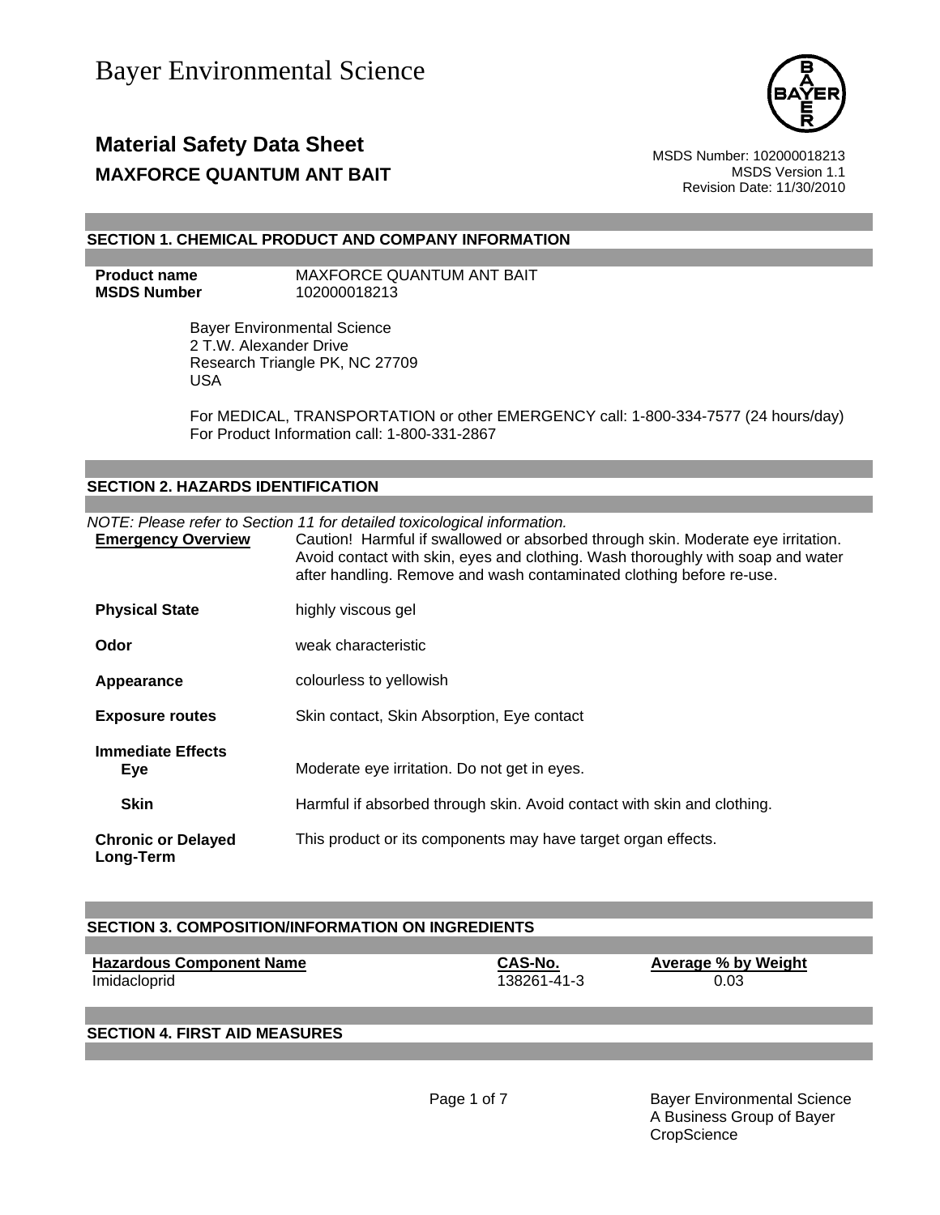Bayer Environmental Science

# Material Safety Data Sheet

## MAXFORCE QUANTUM ANT BAIT

MSDS Number: 102000018213
MSDS Version 1.1
Revision Date: 11/30/2010

## SECTION 1. CHEMICAL PRODUCT AND COMPANY INFORMATION

**Product name** MAXFORCE QUANTUM ANT BAIT
**MSDS Number** 102000018213

Bayer Environmental Science
2 T.W. Alexander Drive
Research Triangle PK, NC 27709
USA

For MEDICAL, TRANSPORTATION or other EMERGENCY call: 1-800-334-7577 (24 hours/day)
For Product Information call: 1-800-331-2867

## SECTION 2. HAZARDS IDENTIFICATION

*NOTE: Please refer to Section 11 for detailed toxicological information.*

**Emergency Overview** Caution! Harmful if swallowed or absorbed through skin. Moderate eye irritation. Avoid contact with skin, eyes and clothing. Wash thoroughly with soap and water after handling. Remove and wash contaminated clothing before re-use.

**Physical State** highly viscous gel

**Odor** weak characteristic

**Appearance** colourless to yellowish

**Exposure routes** Skin contact, Skin Absorption, Eye contact

**Immediate Effects**

**Eye** Moderate eye irritation. Do not get in eyes.

**Skin** Harmful if absorbed through skin. Avoid contact with skin and clothing.

**Chronic or Delayed Long-Term** This product or its components may have target organ effects.

## SECTION 3. COMPOSITION/INFORMATION ON INGREDIENTS

| Hazardous Component Name | CAS-No. | Average % by Weight |
|---|---|---|
| Imidacloprid | 138261-41-3 | 0.03 |

## SECTION 4. FIRST AID MEASURES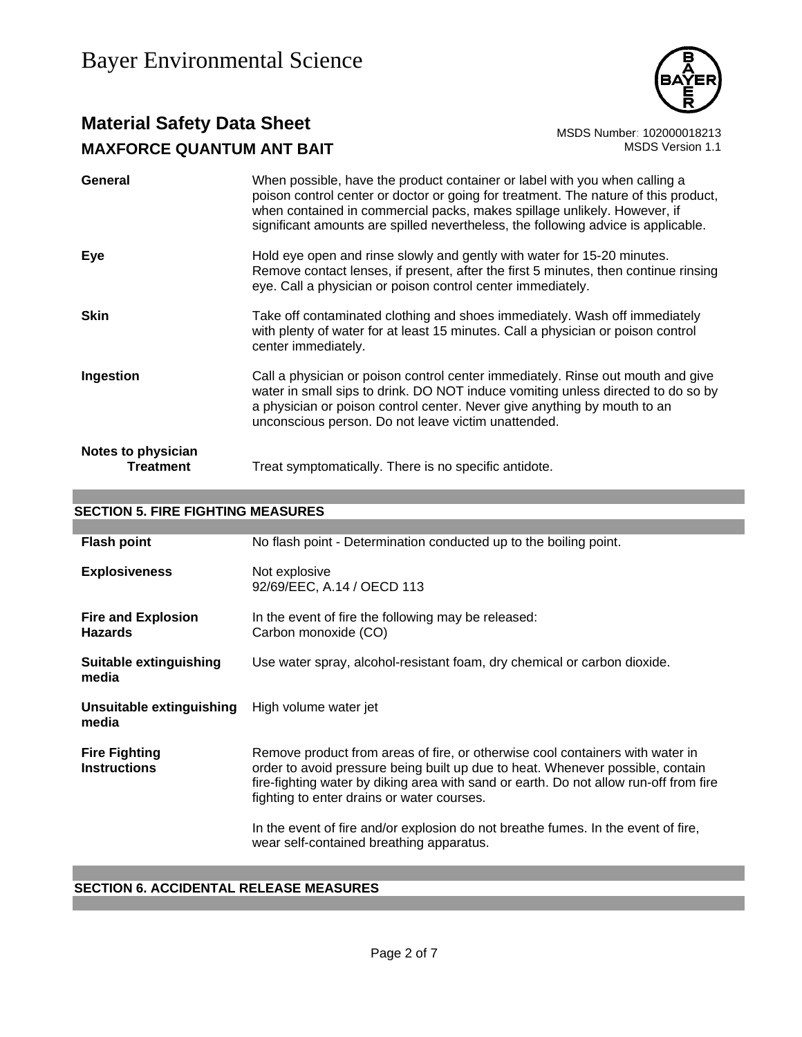| | |
|---|---|
| **General** | When possible, have the product container or label with you when calling a poison control center or doctor or going for treatment. The nature of this product, when contained in commercial packs, makes spillage unlikely. However, if significant amounts are spilled nevertheless, the following advice is applicable. |
| **Eye** | Hold eye open and rinse slowly and gently with water for 15-20 minutes. Remove contact lenses, if present, after the first 5 minutes, then continue rinsing eye. Call a physician or poison control center immediately. |
| **Skin** | Take off contaminated clothing and shoes immediately. Wash off immediately with plenty of water for at least 15 minutes. Call a physician or poison control center immediately. |
| **Ingestion** | Call a physician or poison control center immediately. Rinse out mouth and give water in small sips to drink. DO NOT induce vomiting unless directed to do so by a physician or poison control center. Never give anything by mouth to an unconscious person. Do not leave victim unattended. |
| **Notes to physician** **Treatment** | Treat symptomatically. There is no specific antidote. |

## SECTION 5. FIRE FIGHTING MEASURES

| | |
|---|---|
| **Flash point** | No flash point - Determination conducted up to the boiling point. |
| **Explosiveness** | Not explosive<br>92/69/EEC, A.14 / OECD 113 |
| **Fire and Explosion Hazards** | In the event of fire the following may be released:<br>Carbon monoxide (CO) |
| **Suitable extinguishing media** | Use water spray, alcohol-resistant foam, dry chemical or carbon dioxide. |
| **Unsuitable extinguishing media** | High volume water jet |
| **Fire Fighting Instructions** | Remove product from areas of fire, or otherwise cool containers with water in order to avoid pressure being built up due to heat. Whenever possible, contain fire-fighting water by diking area with sand or earth. Do not allow run-off from fire fighting to enter drains or water courses.<br><br>In the event of fire and/or explosion do not breathe fumes. In the event of fire, wear self-contained breathing apparatus. |

## SECTION 6. ACCIDENTAL RELEASE MEASURES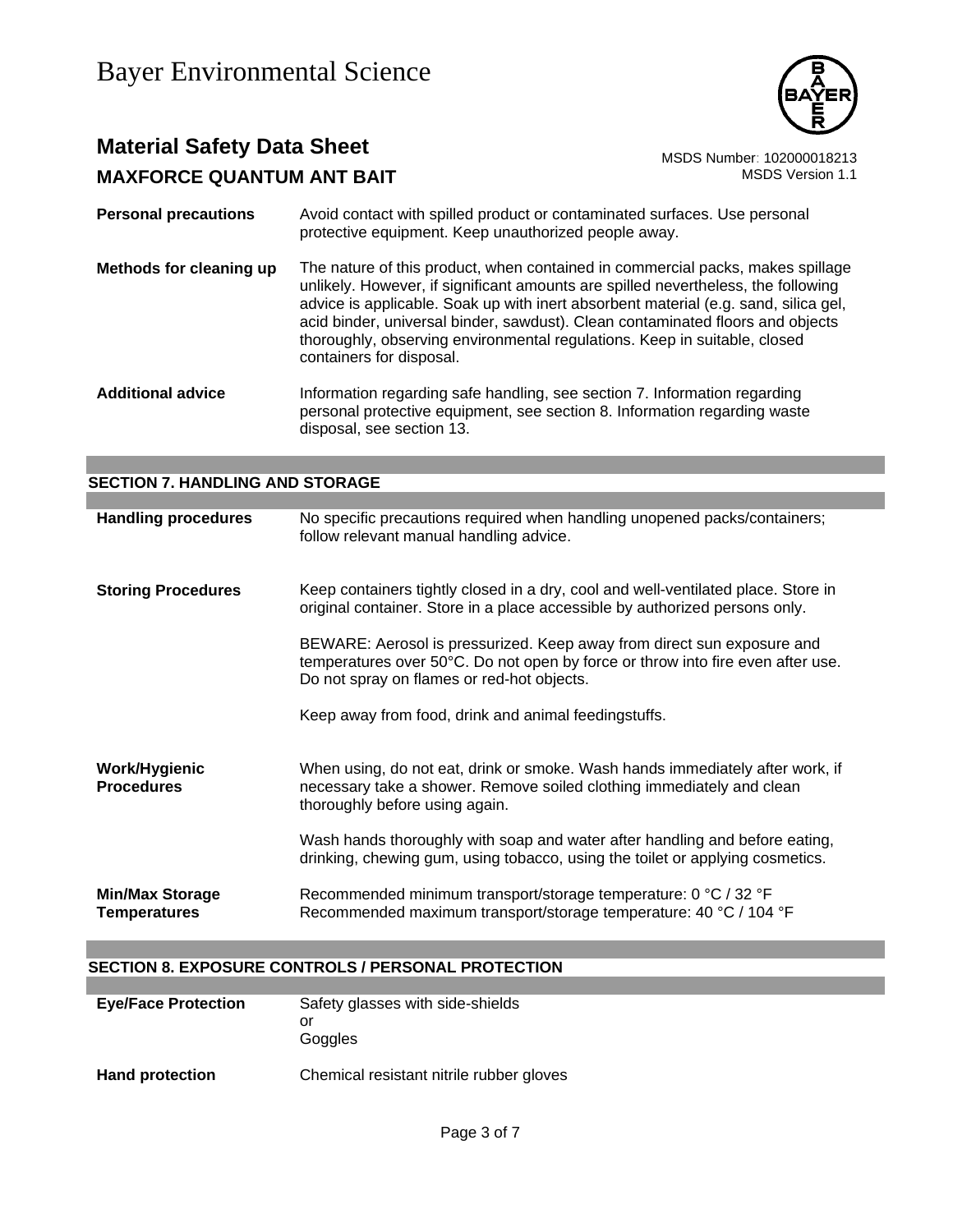| | |
|---|---|
| **Personal precautions** | Avoid contact with spilled product or contaminated surfaces. Use personal protective equipment. Keep unauthorized people away. |
| **Methods for cleaning up** | The nature of this product, when contained in commercial packs, makes spillage unlikely. However, if significant amounts are spilled nevertheless, the following advice is applicable. Soak up with inert absorbent material (e.g. sand, silica gel, acid binder, universal binder, sawdust). Clean contaminated floors and objects thoroughly, observing environmental regulations. Keep in suitable, closed containers for disposal. |
| **Additional advice** | Information regarding safe handling, see section 7. Information regarding personal protective equipment, see section 8. Information regarding waste disposal, see section 13. |

## SECTION 7. HANDLING AND STORAGE

| | |
|---|---|
| **Handling procedures** | No specific precautions required when handling unopened packs/containers; follow relevant manual handling advice. |
| **Storing Procedures** | Keep containers tightly closed in a dry, cool and well-ventilated place. Store in original container. Store in a place accessible by authorized persons only.<br><br>BEWARE: Aerosol is pressurized. Keep away from direct sun exposure and temperatures over 50°C. Do not open by force or throw into fire even after use. Do not spray on flames or red-hot objects.<br><br>Keep away from food, drink and animal feedingstuffs. |
| **Work/Hygienic Procedures** | When using, do not eat, drink or smoke. Wash hands immediately after work, if necessary take a shower. Remove soiled clothing immediately and clean thoroughly before using again.<br><br>Wash hands thoroughly with soap and water after handling and before eating, drinking, chewing gum, using tobacco, using the toilet or applying cosmetics. |
| **Min/Max Storage Temperatures** | Recommended minimum transport/storage temperature: 0 °C / 32 °F<br>Recommended maximum transport/storage temperature: 40 °C / 104 °F |

## SECTION 8. EXPOSURE CONTROLS / PERSONAL PROTECTION

| | |
|---|---|
| **Eye/Face Protection** | Safety glasses with side-shields<br>or<br>Goggles |
| **Hand protection** | Chemical resistant nitrile rubber gloves |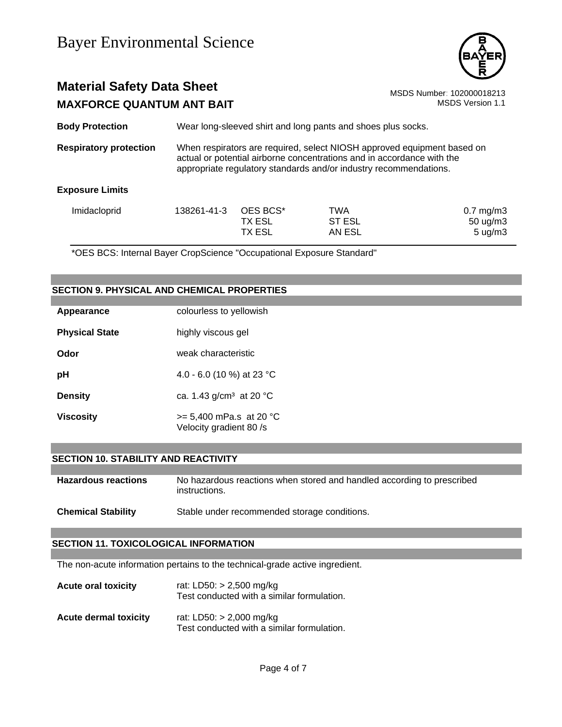| | |
|---|---|
| **Body Protection** | Wear long-sleeved shirt and long pants and shoes plus socks. |
| **Respiratory protection** | When respirators are required, select NIOSH approved equipment based on actual or potential airborne concentrations and in accordance with the appropriate regulatory standards and/or industry recommendations. |

**Exposure Limits**

| | | | | |
|---|---|---|---|---|
| Imidacloprid | 138261-41-3 | OES BCS* | TWA | 0.7 mg/m3 |
| | | TX ESL | ST ESL | 50 ug/m3 |
| | | TX ESL | AN ESL | 5 ug/m3 |

*OES BCS: Internal Bayer CropScience "Occupational Exposure Standard"

## SECTION 9. PHYSICAL AND CHEMICAL PROPERTIES

| | |
|---|---|
| **Appearance** | colourless to yellowish |
| **Physical State** | highly viscous gel |
| **Odor** | weak characteristic |
| **pH** | 4.0 - 6.0 (10 %) at 23 °C |
| **Density** | ca. 1.43 g/cm³ at 20 °C |
| **Viscosity** | >= 5,400 mPa.s at 20 °C<br>Velocity gradient 80 /s |

## SECTION 10. STABILITY AND REACTIVITY

| | |
|---|---|
| **Hazardous reactions** | No hazardous reactions when stored and handled according to prescribed instructions. |
| **Chemical Stability** | Stable under recommended storage conditions. |

## SECTION 11. TOXICOLOGICAL INFORMATION

The non-acute information pertains to the technical-grade active ingredient.

| | |
|---|---|
| **Acute oral toxicity** | rat: LD50: > 2,500 mg/kg<br>Test conducted with a similar formulation. |
| **Acute dermal toxicity** | rat: LD50: > 2,000 mg/kg<br>Test conducted with a similar formulation. |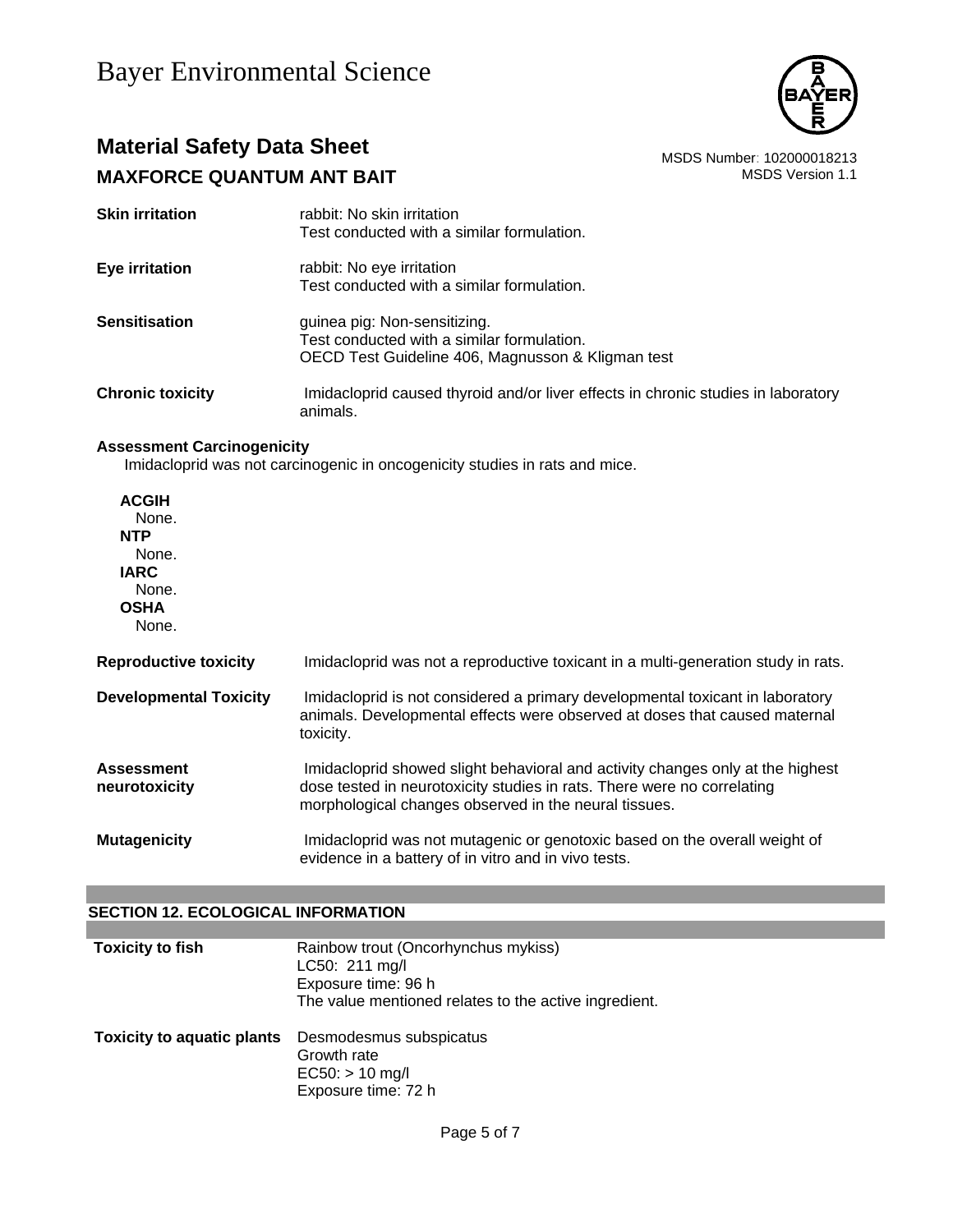| | |
|---|---|
| **Skin irritation** | rabbit: No skin irritation<br>Test conducted with a similar formulation. |
| **Eye irritation** | rabbit: No eye irritation<br>Test conducted with a similar formulation. |
| **Sensitisation** | guinea pig: Non-sensitizing.<br>Test conducted with a similar formulation.<br>OECD Test Guideline 406, Magnusson & Kligman test |
| **Chronic toxicity** | Imidacloprid caused thyroid and/or liver effects in chronic studies in laboratory animals. |

**Assessment Carcinogenicity**

Imidacloprid was not carcinogenic in oncogenicity studies in rats and mice.

**ACGIH**
None.
**NTP**
None.
**IARC**
None.
**OSHA**
None.

| | |
|---|---|
| **Reproductive toxicity** | Imidacloprid was not a reproductive toxicant in a multi-generation study in rats. |
| **Developmental Toxicity** | Imidacloprid is not considered a primary developmental toxicant in laboratory animals. Developmental effects were observed at doses that caused maternal toxicity. |
| **Assessment neurotoxicity** | Imidacloprid showed slight behavioral and activity changes only at the highest dose tested in neurotoxicity studies in rats. There were no correlating morphological changes observed in the neural tissues. |
| **Mutagenicity** | Imidacloprid was not mutagenic or genotoxic based on the overall weight of evidence in a battery of in vitro and in vivo tests. |

## SECTION 12. ECOLOGICAL INFORMATION

| | |
|---|---|
| **Toxicity to fish** | Rainbow trout (Oncorhynchus mykiss)<br>LC50: 211 mg/l<br>Exposure time: 96 h<br>The value mentioned relates to the active ingredient. |
| **Toxicity to aquatic plants** | Desmodesmus subspicatus<br>Growth rate<br>EC50: > 10 mg/l<br>Exposure time: 72 h |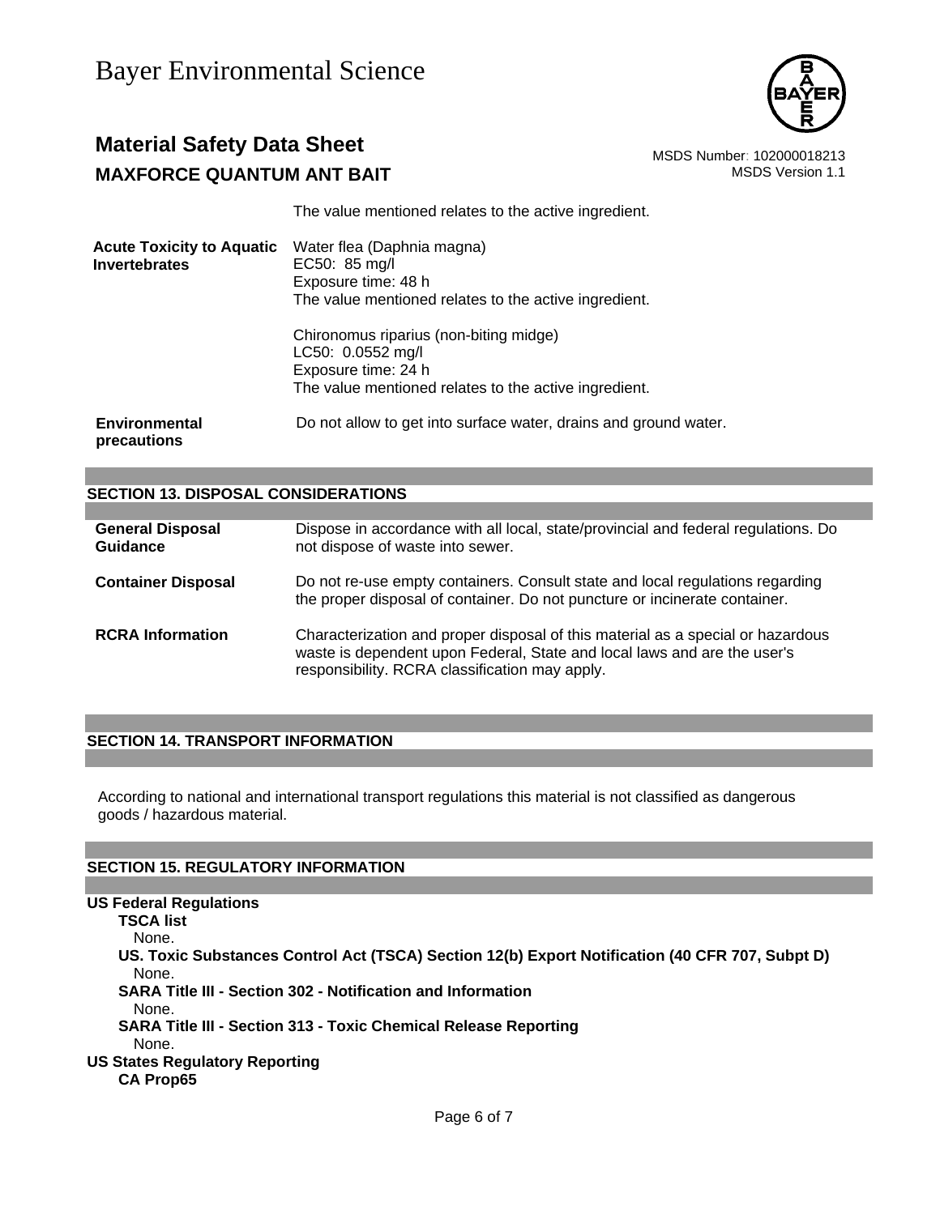The value mentioned relates to the active ingredient.

| | |
|---|---|
| **Acute Toxicity to Aquatic Invertebrates** | Water flea (Daphnia magna)<br>EC50: 85 mg/l<br>Exposure time: 48 h<br>The value mentioned relates to the active ingredient.<br><br>Chironomus riparius (non-biting midge)<br>LC50: 0.0552 mg/l<br>Exposure time: 24 h<br>The value mentioned relates to the active ingredient. |
| **Environmental precautions** | Do not allow to get into surface water, drains and ground water. |

## SECTION 13. DISPOSAL CONSIDERATIONS

| | |
|---|---|
| **General Disposal Guidance** | Dispose in accordance with all local, state/provincial and federal regulations. Do not dispose of waste into sewer. |
| **Container Disposal** | Do not re-use empty containers. Consult state and local regulations regarding the proper disposal of container. Do not puncture or incinerate container. |
| **RCRA Information** | Characterization and proper disposal of this material as a special or hazardous waste is dependent upon Federal, State and local laws and are the user's responsibility. RCRA classification may apply. |

## SECTION 14. TRANSPORT INFORMATION

According to national and international transport regulations this material is not classified as dangerous goods / hazardous material.

## SECTION 15. REGULATORY INFORMATION

**US Federal Regulations**

**TSCA list**
None.

**US. Toxic Substances Control Act (TSCA) Section 12(b) Export Notification (40 CFR 707, Subpt D)**
None.

**SARA Title III - Section 302 - Notification and Information**
None.

**SARA Title III - Section 313 - Toxic Chemical Release Reporting**
None.

**US States Regulatory Reporting**

**CA Prop65**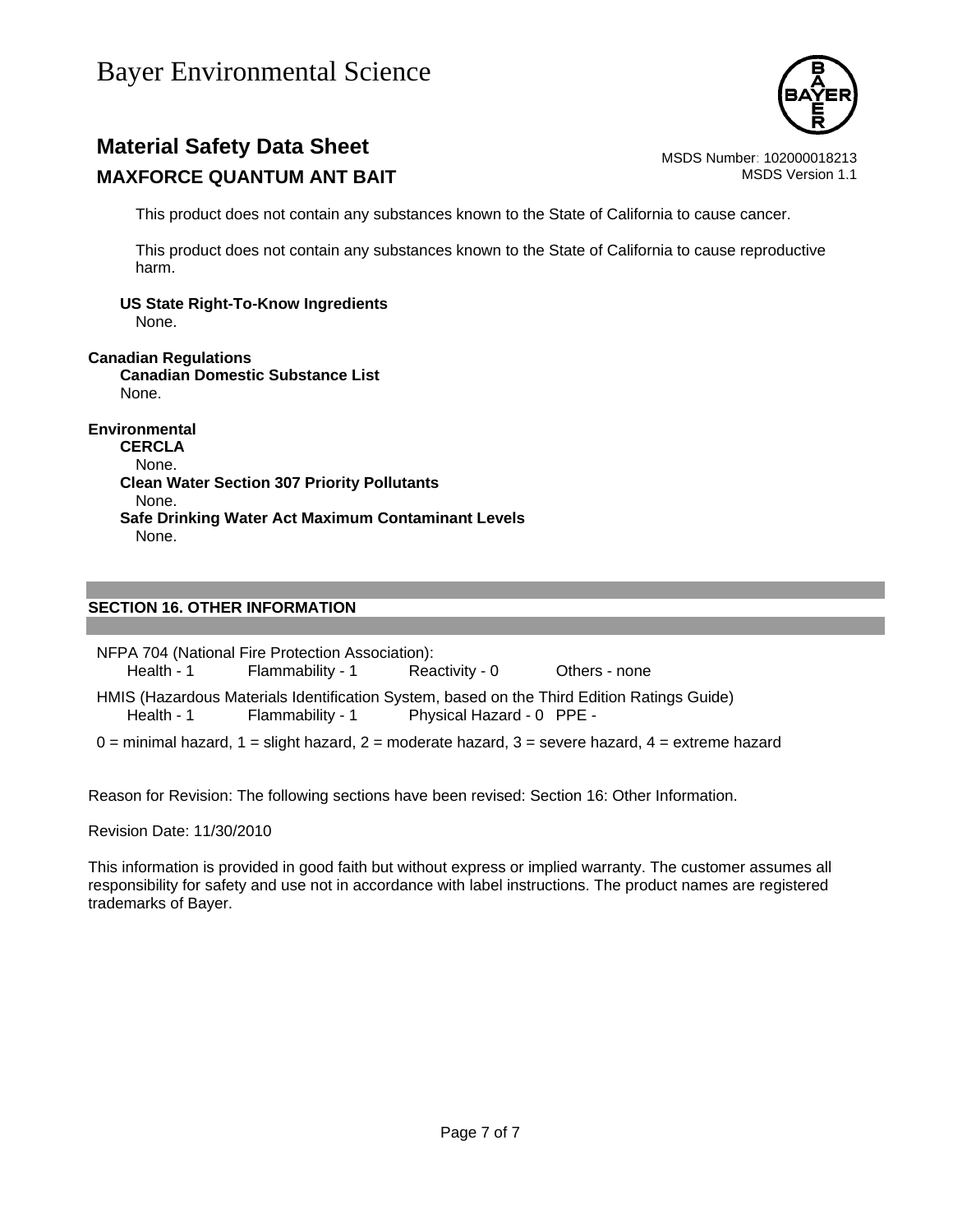This product does not contain any substances known to the State of California to cause cancer.

This product does not contain any substances known to the State of California to cause reproductive harm.

**US State Right-To-Know Ingredients**

None.

**Canadian Regulations**

**Canadian Domestic Substance List**

None.

**Environmental**

**CERCLA**

None.

**Clean Water Section 307 Priority Pollutants**

None.

**Safe Drinking Water Act Maximum Contaminant Levels**

None.

## SECTION 16. OTHER INFORMATION

NFPA 704 (National Fire Protection Association):

| | | | |
|---|---|---|---|
| Health - 1 | Flammability - 1 | Reactivity - 0 | Others - none |

HMIS (Hazardous Materials Identification System, based on the Third Edition Ratings Guide)

| | | | |
|---|---|---|---|
| Health - 1 | Flammability - 1 | Physical Hazard - 0 | PPE - |

0 = minimal hazard, 1 = slight hazard, 2 = moderate hazard, 3 = severe hazard, 4 = extreme hazard

Reason for Revision: The following sections have been revised: Section 16: Other Information.

Revision Date: 11/30/2010

This information is provided in good faith but without express or implied warranty. The customer assumes all responsibility for safety and use not in accordance with label instructions. The product names are registered trademarks of Bayer.